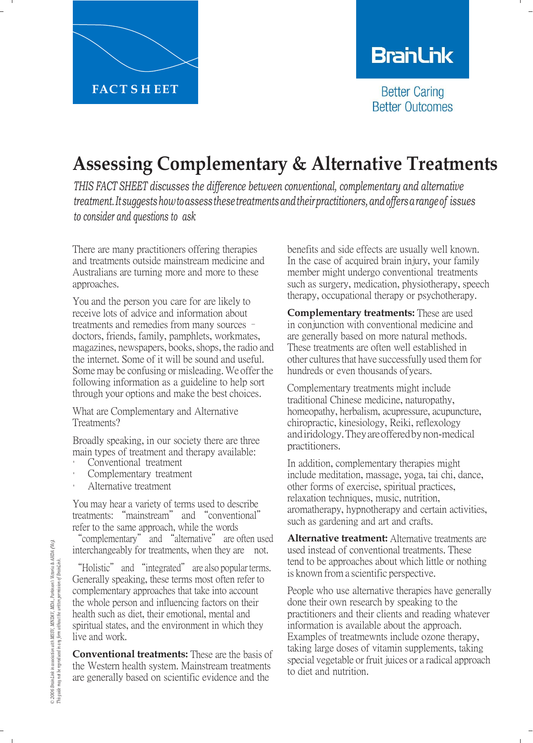FACT SHEET

BrainLink

Better Caring
Better Outcomes

# Assessing Complementary & Alternative Treatments

*THIS FACT SHEET discusses the difference between conventional, complementary and alternative treatment. It suggests how to assess these treatments and their practitioners, and offers a range of issues to consider and questions to ask*

There are many practitioners offering therapies and treatments outside mainstream medicine and Australians are turning more and more to these approaches.

You and the person you care for are likely to receive lots of advice and information about treatments and remedies from many sources – doctors, friends, family, pamphlets, workmates, magazines, newspapers, books, shops, the radio and the internet. Some of it will be sound and useful. Some may be confusing or misleading. We offer the following information as a guideline to help sort through your options and make the best choices.

What are Complementary and Alternative Treatments?

Broadly speaking, in our society there are three main types of treatment and therapy available:

- Conventional treatment
- Complementary treatment
- Alternative treatment

You may hear a variety of terms used to describe treatments: "mainstream" and "conventional" refer to the same approach, while the words "complementary" and "alternative" are often used interchangeably for treatments, when they are not.

"Holistic" and "integrated" are also popular terms. Generally speaking, these terms most often refer to complementary approaches that take into account the whole person and influencing factors on their health such as diet, their emotional, mental and spiritual states, and the environment in which they live and work.

**Conventional treatments:** These are the basis of the Western health system. Mainstream treatments are generally based on scientific evidence and the benefits and side effects are usually well known. In the case of acquired brain injury, your family member might undergo conventional treatments such as surgery, medication, physiotherapy, speech therapy, occupational therapy or psychotherapy.

**Complementary treatments:** These are used in conjunction with conventional medicine and are generally based on more natural methods. These treatments are often well established in other cultures that have successfully used them for hundreds or even thousands of years.

Complementary treatments might include traditional Chinese medicine, naturopathy, homeopathy, herbalism, acupressure, acupuncture, chiropractic, kinesiology, Reiki, reflexology and iridology. They are offered by non-medical practitioners.

In addition, complementary therapies might include meditation, massage, yoga, tai chi, dance, other forms of exercise, spiritual practices, relaxation techniques, music, nutrition, aromatherapy, hypnotherapy and certain activities, such as gardening and art and crafts.

**Alternative treatment:** Alternative treatments are used instead of conventional treatments. These tend to be approaches about which little or nothing is known from a scientific perspective.

People who use alternative therapies have generally done their own research by speaking to the practitioners and their clients and reading whatever information is available about the approach. Examples of treatmewnts include ozone therapy, taking large doses of vitamin supplements, taking special vegetable or fruit juices or a radical approach to diet and nutrition.

© 2006 BrainLink in association with MSSV, MNDAV, MDA, Parkinson's Victoria & AHDA (Vic). This guide may not be reproduced in any form without the written permission of BrainLink.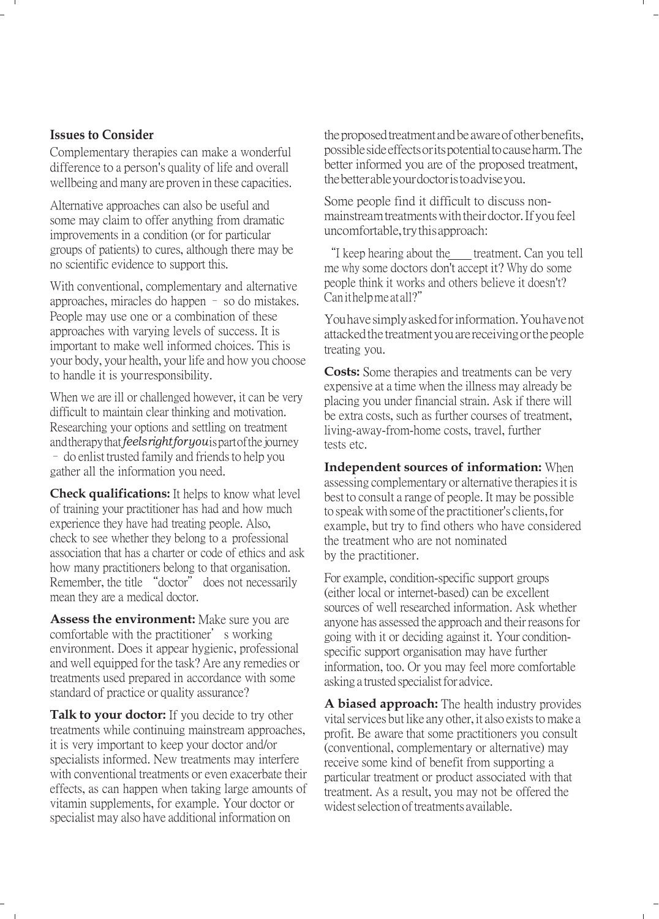## Issues to Consider

Complementary therapies can make a wonderful difference to a person's quality of life and overall wellbeing and many are proven in these capacities.

Alternative approaches can also be useful and some may claim to offer anything from dramatic improvements in a condition (or for particular groups of patients) to cures, although there may be no scientific evidence to support this.

With conventional, complementary and alternative approaches, miracles do happen – so do mistakes. People may use one or a combination of these approaches with varying levels of success. It is important to make well informed choices. This is your body, your health, your life and how you choose to handle it is your responsibility.

When we are ill or challenged however, it can be very difficult to maintain clear thinking and motivation. Researching your options and settling on treatment and therapy that *feels right for you* is part of the journey – do enlist trusted family and friends to help you gather all the information you need.

**Check qualifications:** It helps to know what level of training your practitioner has had and how much experience they have had treating people. Also, check to see whether they belong to a professional association that has a charter or code of ethics and ask how many practitioners belong to that organisation. Remember, the title "doctor" does not necessarily mean they are a medical doctor.

**Assess the environment:** Make sure you are comfortable with the practitioner's working environment. Does it appear hygienic, professional and well equipped for the task? Are any remedies or treatments used prepared in accordance with some standard of practice or quality assurance?

**Talk to your doctor:** If you decide to try other treatments while continuing mainstream approaches, it is very important to keep your doctor and/or specialists informed. New treatments may interfere with conventional treatments or even exacerbate their effects, as can happen when taking large amounts of vitamin supplements, for example. Your doctor or specialist may also have additional information on the proposed treatment and be aware of other benefits, possible side effects or its potential to cause harm. The better informed you are of the proposed treatment, the better able your doctor is to advise you.

Some people find it difficult to discuss non-mainstream treatments with their doctor. If you feel uncomfortable, try this approach:

"I keep hearing about the____ treatment. Can you tell me why some doctors don't accept it? Why do some people think it works and others believe it doesn't? Can it help me at all?"

You have simply asked for information. You have not attacked the treatment you are receiving or the people treating you.

**Costs:** Some therapies and treatments can be very expensive at a time when the illness may already be placing you under financial strain. Ask if there will be extra costs, such as further courses of treatment, living-away-from-home costs, travel, further tests etc.

**Independent sources of information:** When assessing complementary or alternative therapies it is best to consult a range of people. It may be possible to speak with some of the practitioner's clients, for example, but try to find others who have considered the treatment who are not nominated by the practitioner.

For example, condition-specific support groups (either local or internet-based) can be excellent sources of well researched information. Ask whether anyone has assessed the approach and their reasons for going with it or deciding against it. Your condition-specific support organisation may have further information, too. Or you may feel more comfortable asking a trusted specialist for advice.

**A biased approach:** The health industry provides vital services but like any other, it also exists to make a profit. Be aware that some practitioners you consult (conventional, complementary or alternative) may receive some kind of benefit from supporting a particular treatment or product associated with that treatment. As a result, you may not be offered the widest selection of treatments available.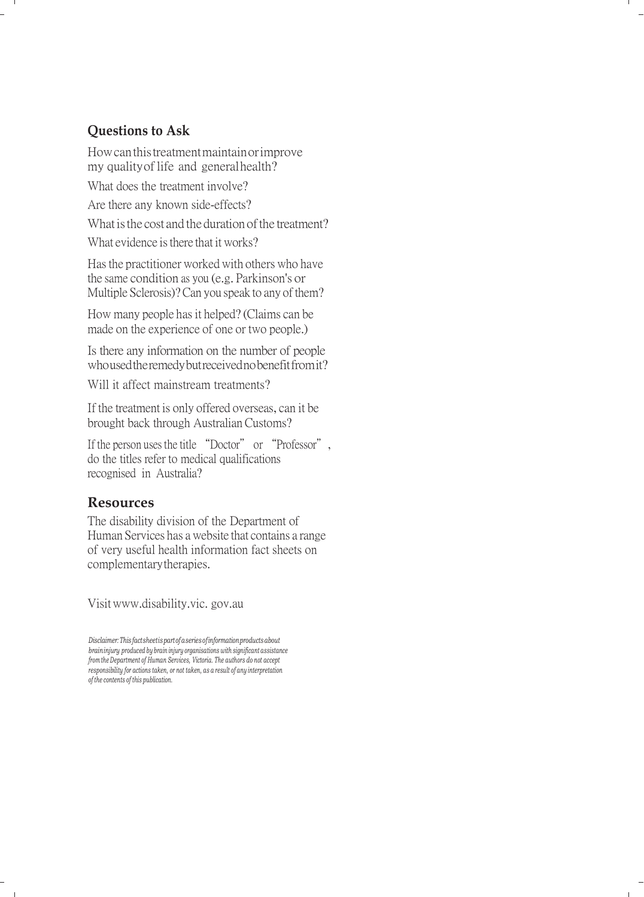## Questions to Ask

How can this treatment maintain or improve my quality of life and general health?

What does the treatment involve?

Are there any known side-effects?

What is the cost and the duration of the treatment?

What evidence is there that it works?

Has the practitioner worked with others who have the same condition as you (e.g. Parkinson's or Multiple Sclerosis)? Can you speak to any of them?

How many people has it helped? (Claims can be made on the experience of one or two people.)

Is there any information on the number of people who used the remedy but received no benefit from it?

Will it affect mainstream treatments?

If the treatment is only offered overseas, can it be brought back through Australian Customs?

If the person uses the title "Doctor" or "Professor", do the titles refer to medical qualifications recognised in Australia?

## Resources

The disability division of the Department of Human Services has a website that contains a range of very useful health information fact sheets on complementary therapies.

Visit www.disability.vic.gov.au

*Disclaimer: This fact sheet is part of a series of information products about brain injury produced by brain injury organisations with significant assistance from the Department of Human Services, Victoria. The authors do not accept responsibility for actions taken, or not taken, as a result of any interpretation of the contents of this publication.*